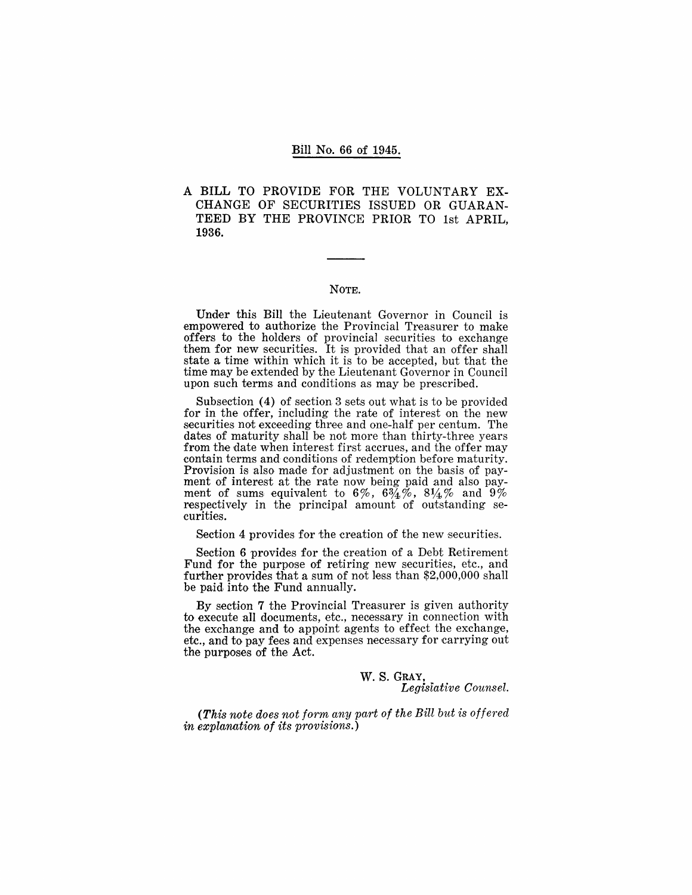Bill No. 66 of 1945.

# A BILL TO PROVIDE FOR THE VOLUNTARY EXCHANGE OF SECURITIES ISSUED OR GUARANTEED BY THE PROVINCE PRIOR TO 1st APRIL, 1936.

---

## NOTE.

Under this Bill the Lieutenant Governor in Council is empowered to authorize the Provincial Treasurer to make offers to the holders of provincial securities to exchange them for new securities. It is provided that an offer shall state a time within which it is to be accepted, but that the time may be extended by the Lieutenant Governor in Council upon such terms and conditions as may be prescribed.

Subsection (4) of section 3 sets out what is to be provided for in the offer, including the rate of interest on the new securities not exceeding three and one-half per centum. The dates of maturity shall be not more than thirty-three years from the date when interest first accrues, and the offer may contain terms and conditions of redemption before maturity. Provision is also made for adjustment on the basis of payment of interest at the rate now being paid and also payment of sums equivalent to 6%, 6¾%, 8¼% and 9% respectively in the principal amount of outstanding securities.

Section 4 provides for the creation of the new securities.

Section 6 provides for the creation of a Debt Retirement Fund for the purpose of retiring new securities, etc., and further provides that a sum of not less than $2,000,000 shall be paid into the Fund annually.

By section 7 the Provincial Treasurer is given authority to execute all documents, etc., necessary in connection with the exchange and to appoint agents to effect the exchange, etc., and to pay fees and expenses necessary for carrying out the purposes of the Act.

W. S. GRAY,
*Legislative Counsel.*

*(This note does not form any part of the Bill but is offered in explanation of its provisions.)*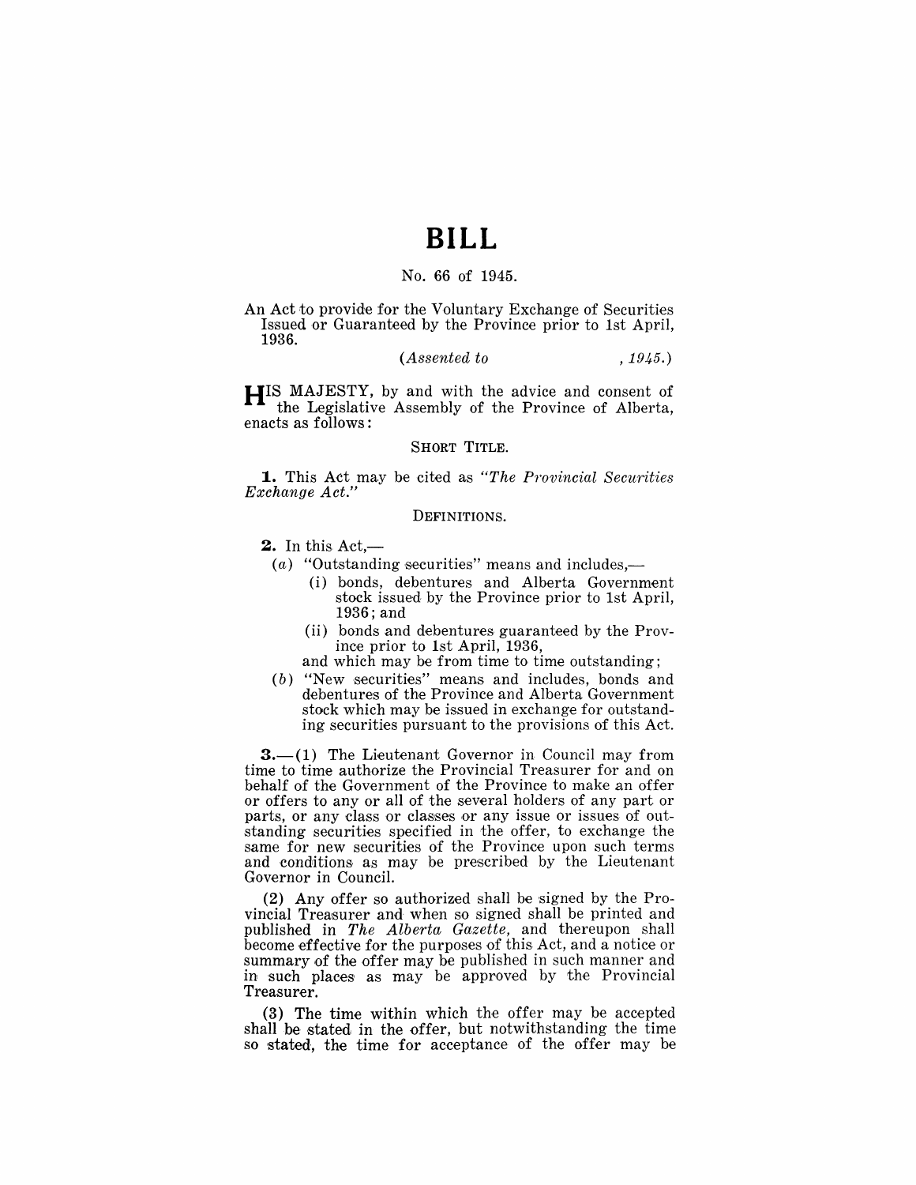# BILL

No. 66 of 1945.

An Act to provide for the Voluntary Exchange of Securities Issued or Guaranteed by the Province prior to 1st April, 1936.

*(Assented to , 1945.)*

HIS MAJESTY, by and with the advice and consent of the Legislative Assembly of the Province of Alberta, enacts as follows:

SHORT TITLE.

**1.** This Act may be cited as *"The Provincial Securities Exchange Act."*

DEFINITIONS.

**2.** In this Act,—

(*a*) "Outstanding securities" means and includes,—

(i) bonds, debentures and Alberta Government stock issued by the Province prior to 1st April, 1936; and

(ii) bonds and debentures guaranteed by the Province prior to 1st April, 1936,

and which may be from time to time outstanding;

(*b*) "New securities" means and includes, bonds and debentures of the Province and Alberta Government stock which may be issued in exchange for outstanding securities pursuant to the provisions of this Act.

**3.**—(1) The Lieutenant Governor in Council may from time to time authorize the Provincial Treasurer for and on behalf of the Government of the Province to make an offer or offers to any or all of the several holders of any part or parts, or any class or classes or any issue or issues of outstanding securities specified in the offer, to exchange the same for new securities of the Province upon such terms and conditions as may be prescribed by the Lieutenant Governor in Council.

(2) Any offer so authorized shall be signed by the Provincial Treasurer and when so signed shall be printed and published in *The Alberta Gazette*, and thereupon shall become effective for the purposes of this Act, and a notice or summary of the offer may be published in such manner and in such places as may be approved by the Provincial Treasurer.

(3) The time within which the offer may be accepted shall be stated in the offer, but notwithstanding the time so stated, the time for acceptance of the offer may be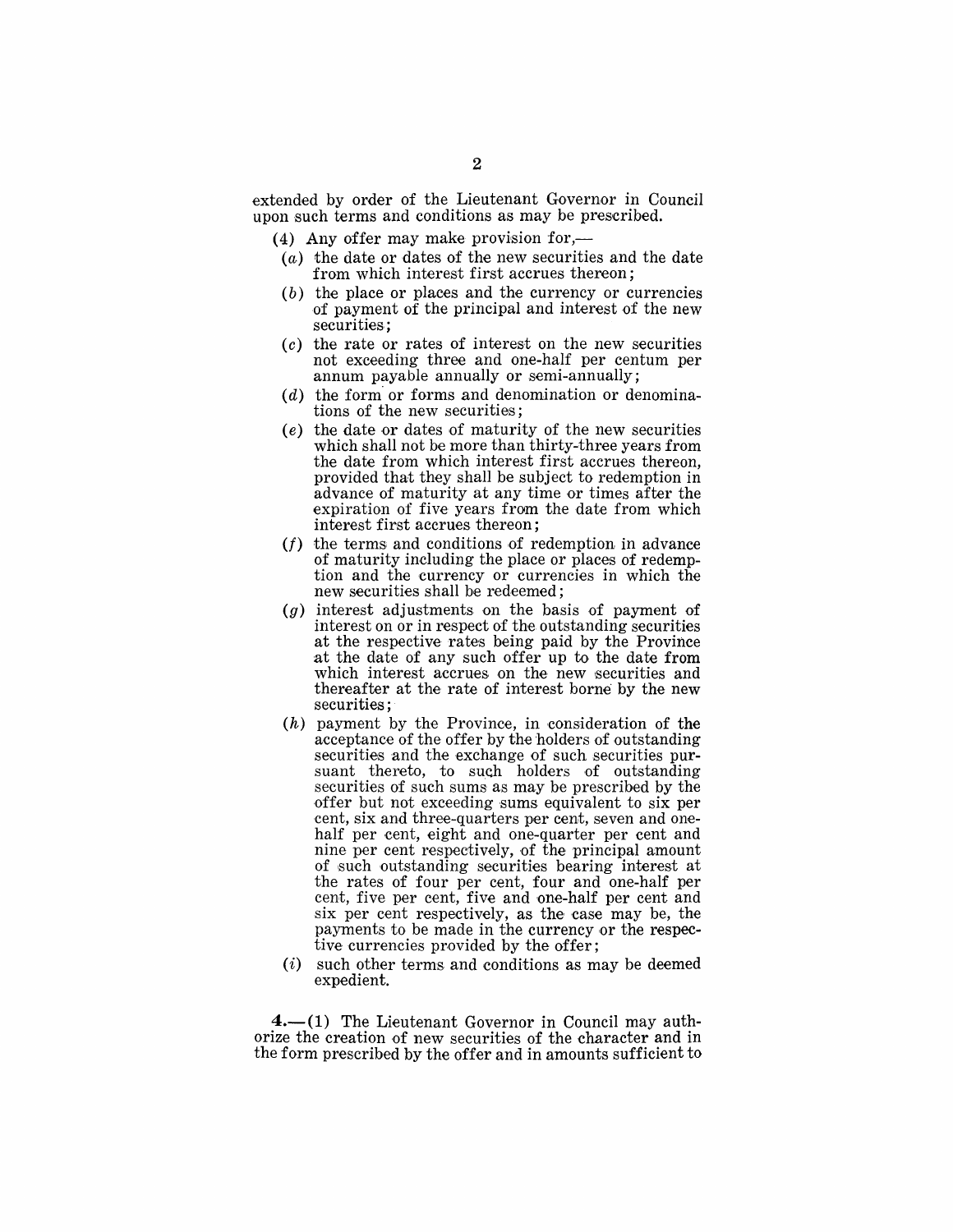extended by order of the Lieutenant Governor in Council upon such terms and conditions as may be prescribed.

(4) Any offer may make provision for,—

(*a*) the date or dates of the new securities and the date from which interest first accrues thereon;

(*b*) the place or places and the currency or currencies of payment of the principal and interest of the new securities;

(*c*) the rate or rates of interest on the new securities not exceeding three and one-half per centum per annum payable annually or semi-annually;

(*d*) the form or forms and denomination or denominations of the new securities;

(*e*) the date or dates of maturity of the new securities which shall not be more than thirty-three years from the date from which interest first accrues thereon, provided that they shall be subject to redemption in advance of maturity at any time or times after the expiration of five years from the date from which interest first accrues thereon;

(*f*) the terms and conditions of redemption in advance of maturity including the place or places of redemption and the currency or currencies in which the new securities shall be redeemed;

(*g*) interest adjustments on the basis of payment of interest on or in respect of the outstanding securities at the respective rates being paid by the Province at the date of any such offer up to the date from which interest accrues on the new securities and thereafter at the rate of interest borne by the new securities;

(*h*) payment by the Province, in consideration of the acceptance of the offer by the holders of outstanding securities and the exchange of such securities pursuant thereto, to such holders of outstanding securities of such sums as may be prescribed by the offer but not exceeding sums equivalent to six per cent, six and three-quarters per cent, seven and one-half per cent, eight and one-quarter per cent and nine per cent respectively, of the principal amount of such outstanding securities bearing interest at the rates of four per cent, four and one-half per cent, five per cent, five and one-half per cent and six per cent respectively, as the case may be, the payments to be made in the currency or the respective currencies provided by the offer;

(*i*) such other terms and conditions as may be deemed expedient.

**4.**—(1) The Lieutenant Governor in Council may authorize the creation of new securities of the character and in the form prescribed by the offer and in amounts sufficient to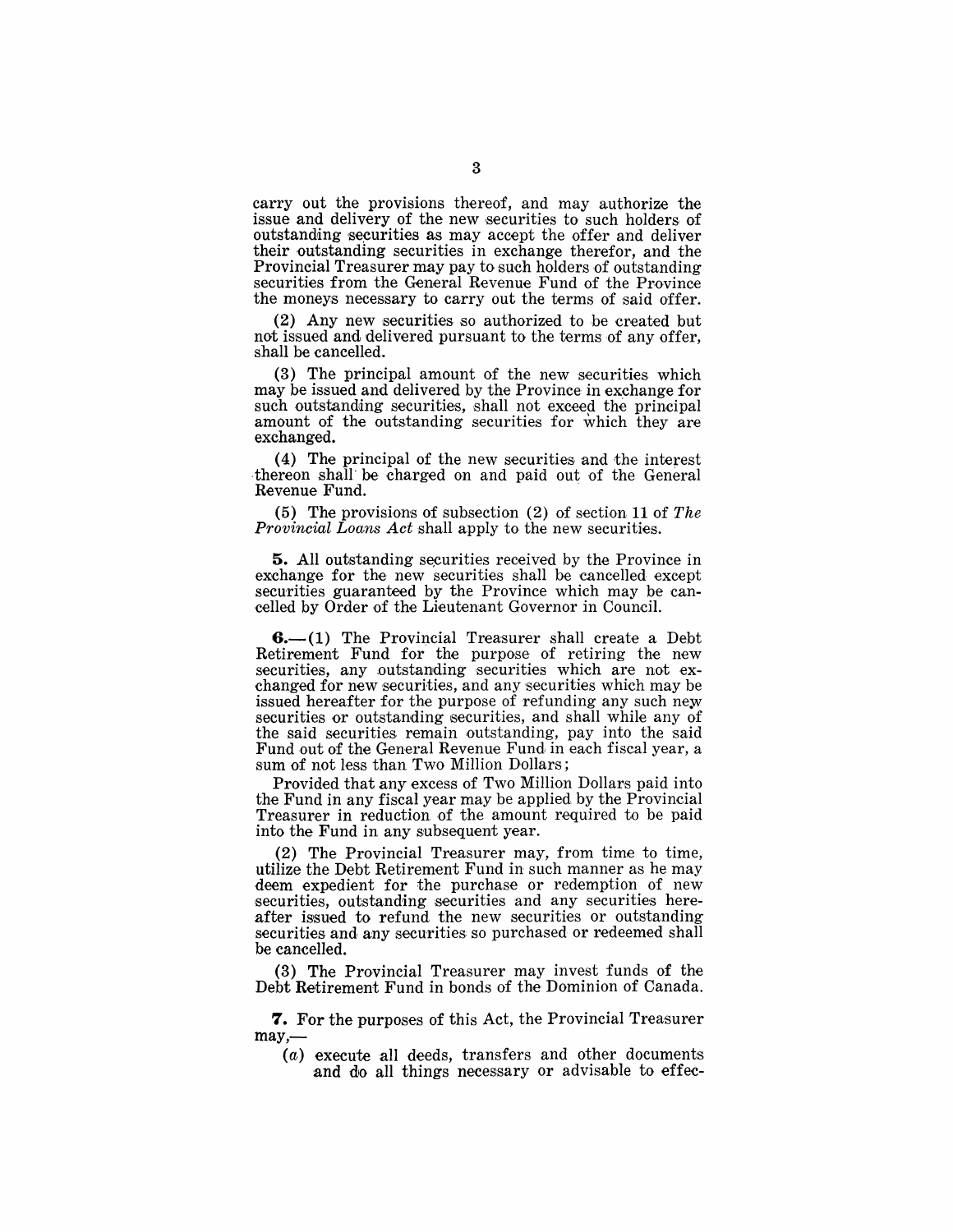carry out the provisions thereof, and may authorize the issue and delivery of the new securities to such holders of outstanding securities as may accept the offer and deliver their outstanding securities in exchange therefor, and the Provincial Treasurer may pay to such holders of outstanding securities from the General Revenue Fund of the Province the moneys necessary to carry out the terms of said offer.

(2) Any new securities so authorized to be created but not issued and delivered pursuant to the terms of any offer, shall be cancelled.

(3) The principal amount of the new securities which may be issued and delivered by the Province in exchange for such outstanding securities, shall not exceed the principal amount of the outstanding securities for which they are exchanged.

(4) The principal of the new securities and the interest thereon shall be charged on and paid out of the General Revenue Fund.

(5) The provisions of subsection (2) of section 11 of *The Provincial Loans Act* shall apply to the new securities.

**5.** All outstanding securities received by the Province in exchange for the new securities shall be cancelled except securities guaranteed by the Province which may be cancelled by Order of the Lieutenant Governor in Council.

**6.**—(1) The Provincial Treasurer shall create a Debt Retirement Fund for the purpose of retiring the new securities, any outstanding securities which are not exchanged for new securities, and any securities which may be issued hereafter for the purpose of refunding any such new securities or outstanding securities, and shall while any of the said securities remain outstanding, pay into the said Fund out of the General Revenue Fund in each fiscal year, a sum of not less than Two Million Dollars;

Provided that any excess of Two Million Dollars paid into the Fund in any fiscal year may be applied by the Provincial Treasurer in reduction of the amount required to be paid into the Fund in any subsequent year.

(2) The Provincial Treasurer may, from time to time, utilize the Debt Retirement Fund in such manner as he may deem expedient for the purchase or redemption of new securities, outstanding securities and any securities hereafter issued to refund the new securities or outstanding securities and any securities so purchased or redeemed shall be cancelled.

(3) The Provincial Treasurer may invest funds of the Debt Retirement Fund in bonds of the Dominion of Canada.

**7.** For the purposes of this Act, the Provincial Treasurer may,—

(*a*) execute all deeds, transfers and other documents and do all things necessary or advisable to effec-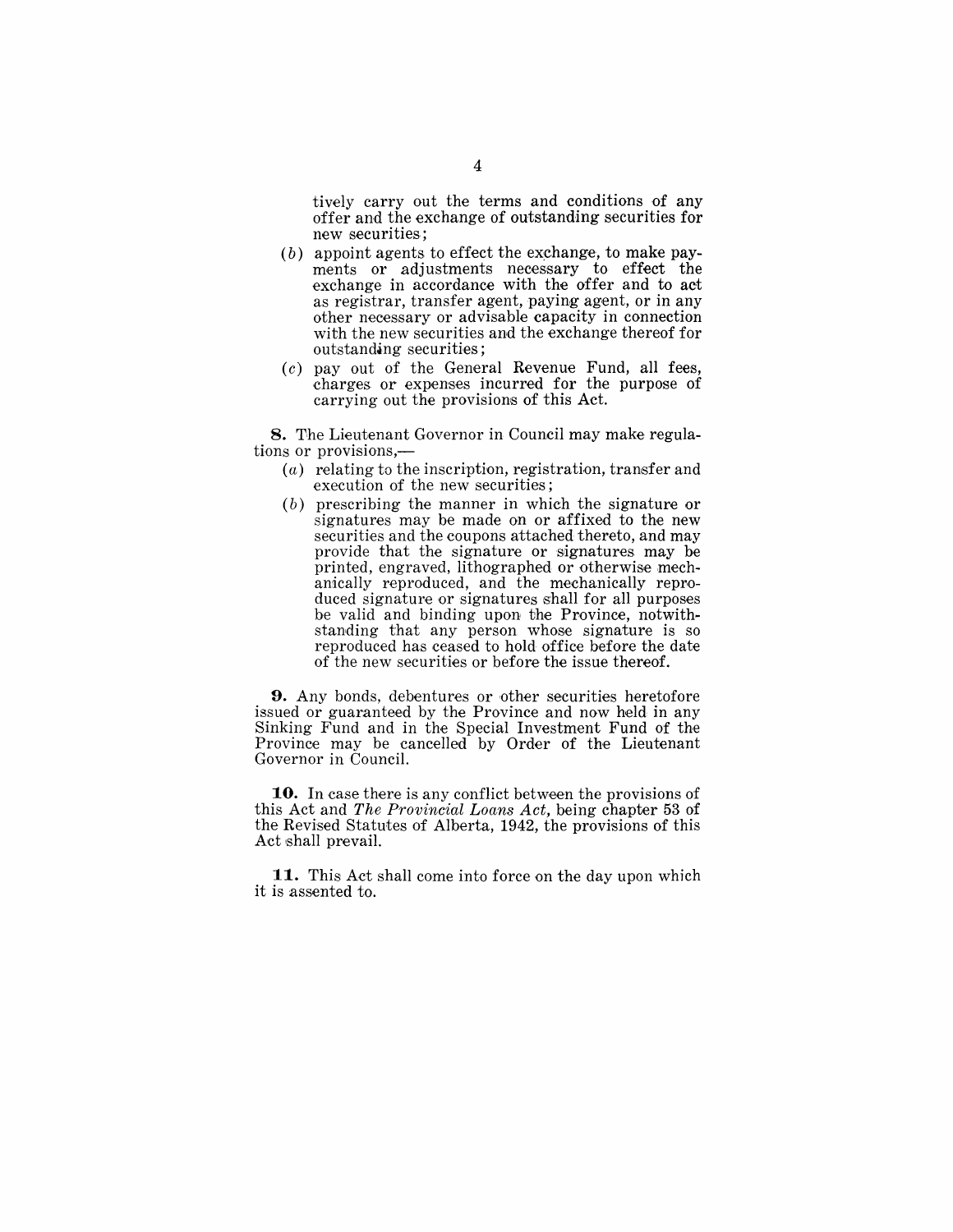tively carry out the terms and conditions of any offer and the exchange of outstanding securities for new securities;

(*b*) appoint agents to effect the exchange, to make payments or adjustments necessary to effect the exchange in accordance with the offer and to act as registrar, transfer agent, paying agent, or in any other necessary or advisable capacity in connection with the new securities and the exchange thereof for outstanding securities;

(*c*) pay out of the General Revenue Fund, all fees, charges or expenses incurred for the purpose of carrying out the provisions of this Act.

**8.** The Lieutenant Governor in Council may make regulations or provisions,—

(*a*) relating to the inscription, registration, transfer and execution of the new securities;

(*b*) prescribing the manner in which the signature or signatures may be made on or affixed to the new securities and the coupons attached thereto, and may provide that the signature or signatures may be printed, engraved, lithographed or otherwise mechanically reproduced, and the mechanically reproduced signature or signatures shall for all purposes be valid and binding upon the Province, notwithstanding that any person whose signature is so reproduced has ceased to hold office before the date of the new securities or before the issue thereof.

**9.** Any bonds, debentures or other securities heretofore issued or guaranteed by the Province and now held in any Sinking Fund and in the Special Investment Fund of the Province may be cancelled by Order of the Lieutenant Governor in Council.

**10.** In case there is any conflict between the provisions of this Act and *The Provincial Loans Act*, being chapter 53 of the Revised Statutes of Alberta, 1942, the provisions of this Act shall prevail.

**11.** This Act shall come into force on the day upon which it is assented to.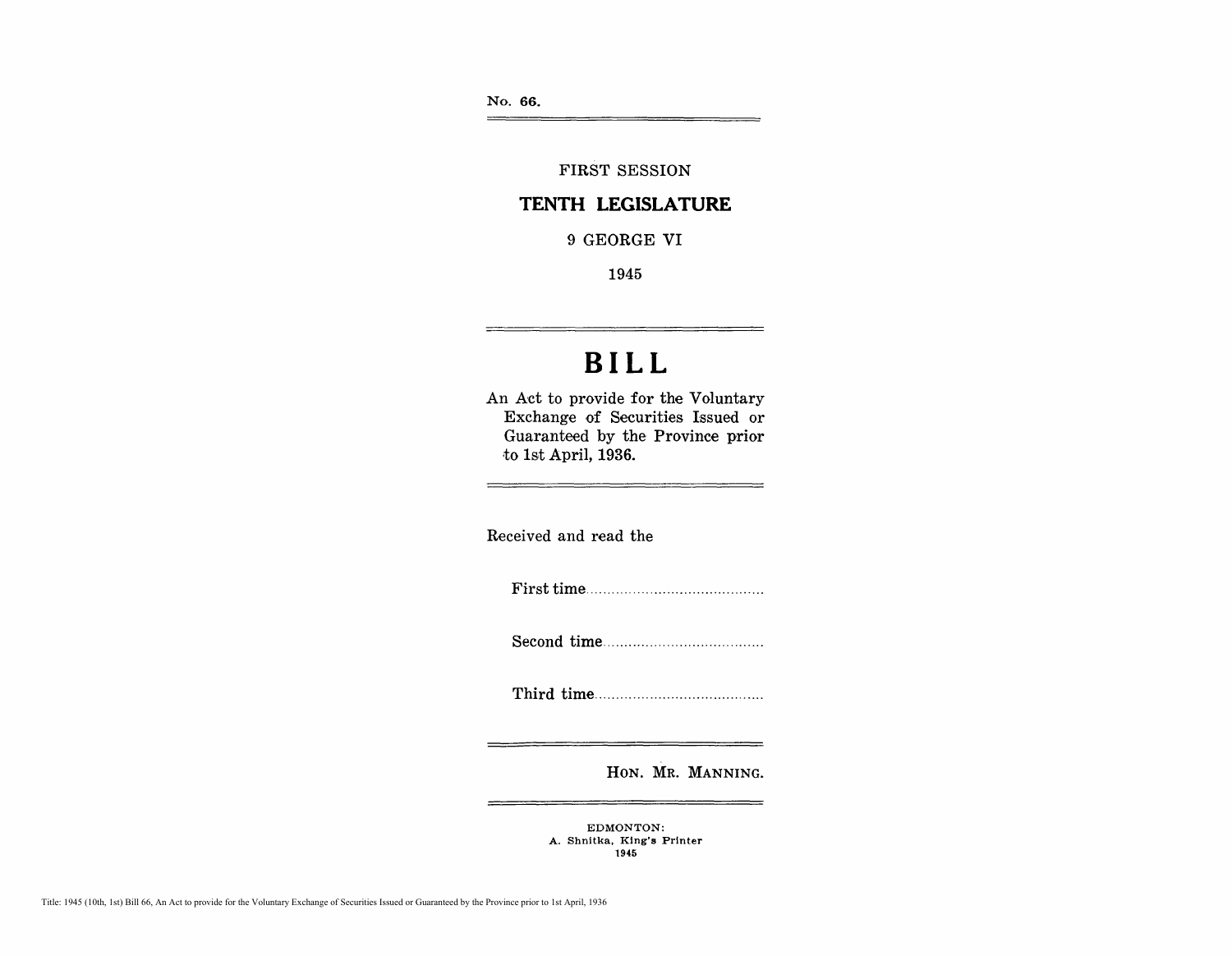No. 66.

FIRST SESSION

# TENTH LEGISLATURE

9 GEORGE VI

1945

# BILL

An Act to provide for the Voluntary Exchange of Securities Issued or Guaranteed by the Province prior to 1st April, 1936.

Received and read the

First time..........................................

Second time......................................

Third time.......................................

HON. MR. MANNING.

EDMONTON:
A. Shnitka, King's Printer
1945

Title: 1945 (10th, 1st) Bill 66, An Act to provide for the Voluntary Exchange of Securities Issued or Guaranteed by the Province prior to 1st April, 1936